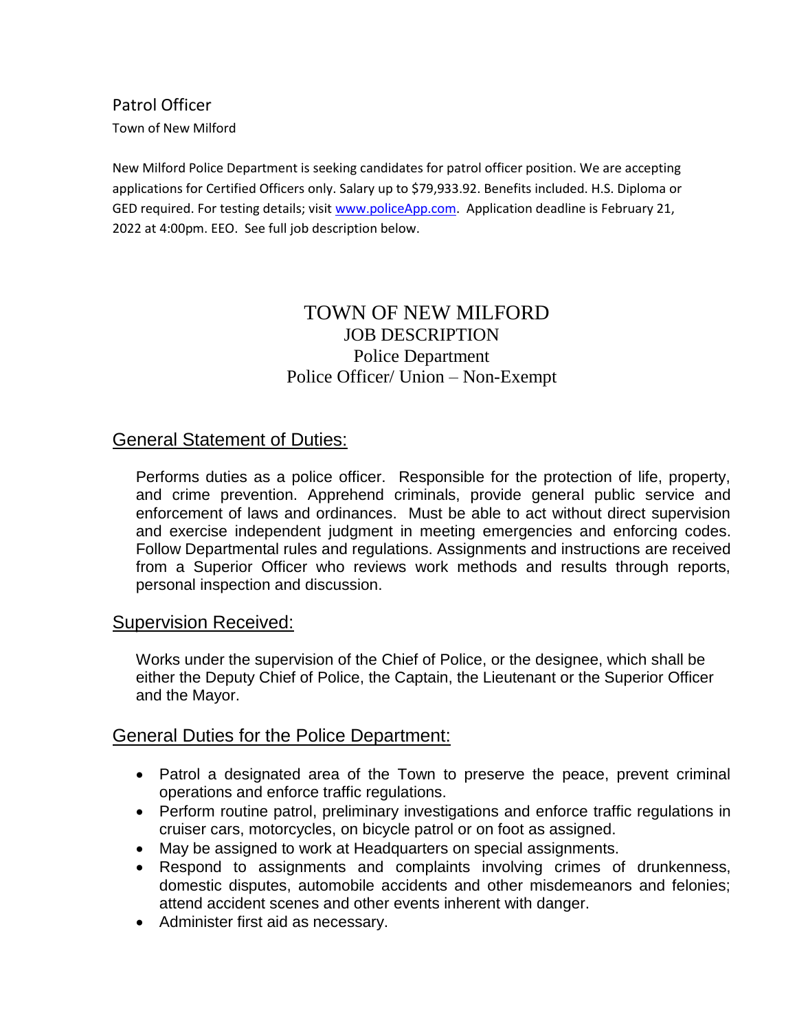## Patrol Officer

Town of New Milford

New Milford Police Department is seeking candidates for patrol officer position. We are accepting applications for Certified Officers only. Salary up to $79,933.92. Benefits included. H.S. Diploma or GED required. For testing details; visit [www.policeApp.com](www.policeApp.com). Application deadline is February 21, 2022 at 4:00pm. EEO. See full job description below.

# TOWN OF NEW MILFORD

## JOB DESCRIPTION

### Police Department

### Police Officer/ Union – Non-Exempt

## General Statement of Duties:

Performs duties as a police officer. Responsible for the protection of life, property, and crime prevention. Apprehend criminals, provide general public service and enforcement of laws and ordinances. Must be able to act without direct supervision and exercise independent judgment in meeting emergencies and enforcing codes. Follow Departmental rules and regulations. Assignments and instructions are received from a Superior Officer who reviews work methods and results through reports, personal inspection and discussion.

## Supervision Received:

Works under the supervision of the Chief of Police, or the designee, which shall be either the Deputy Chief of Police, the Captain, the Lieutenant or the Superior Officer and the Mayor.

## General Duties for the Police Department:

- Patrol a designated area of the Town to preserve the peace, prevent criminal operations and enforce traffic regulations.
- Perform routine patrol, preliminary investigations and enforce traffic regulations in cruiser cars, motorcycles, on bicycle patrol or on foot as assigned.
- May be assigned to work at Headquarters on special assignments.
- Respond to assignments and complaints involving crimes of drunkenness, domestic disputes, automobile accidents and other misdemeanors and felonies; attend accident scenes and other events inherent with danger.
- Administer first aid as necessary.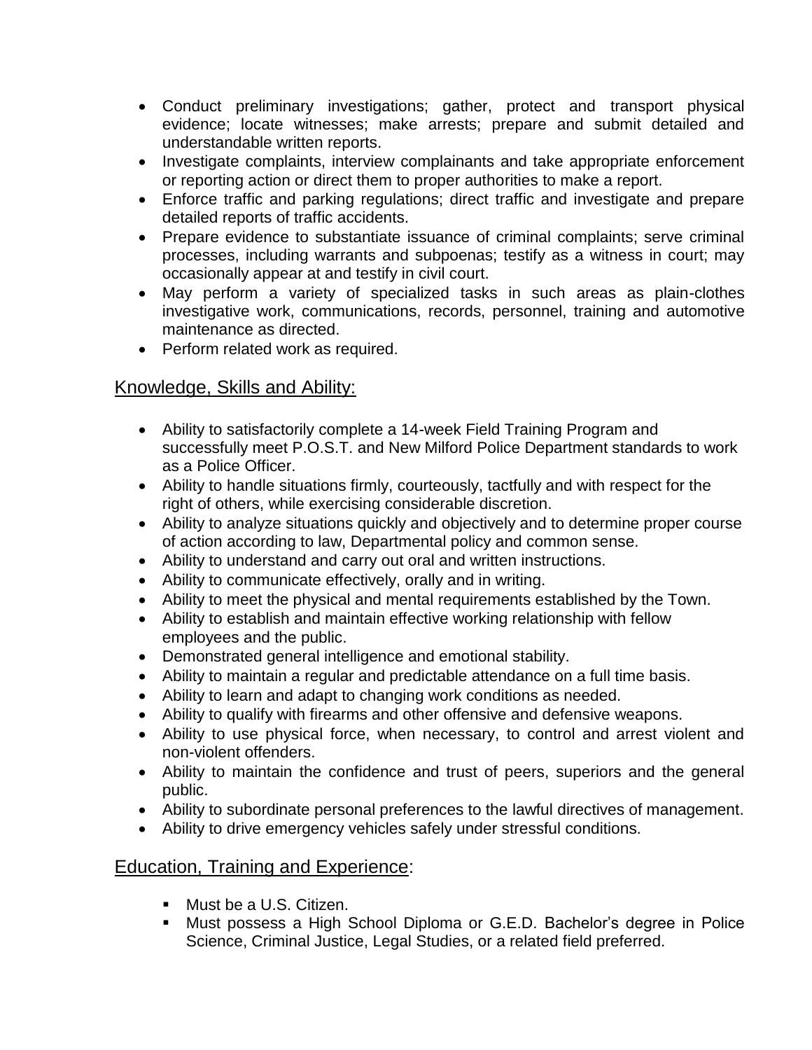- Conduct preliminary investigations; gather, protect and transport physical evidence; locate witnesses; make arrests; prepare and submit detailed and understandable written reports.
- Investigate complaints, interview complainants and take appropriate enforcement or reporting action or direct them to proper authorities to make a report.
- Enforce traffic and parking regulations; direct traffic and investigate and prepare detailed reports of traffic accidents.
- Prepare evidence to substantiate issuance of criminal complaints; serve criminal processes, including warrants and subpoenas; testify as a witness in court; may occasionally appear at and testify in civil court.
- May perform a variety of specialized tasks in such areas as plain-clothes investigative work, communications, records, personnel, training and automotive maintenance as directed.
- Perform related work as required.

## Knowledge, Skills and Ability:

- Ability to satisfactorily complete a 14-week Field Training Program and successfully meet P.O.S.T. and New Milford Police Department standards to work as a Police Officer.
- Ability to handle situations firmly, courteously, tactfully and with respect for the right of others, while exercising considerable discretion.
- Ability to analyze situations quickly and objectively and to determine proper course of action according to law, Departmental policy and common sense.
- Ability to understand and carry out oral and written instructions.
- Ability to communicate effectively, orally and in writing.
- Ability to meet the physical and mental requirements established by the Town.
- Ability to establish and maintain effective working relationship with fellow employees and the public.
- Demonstrated general intelligence and emotional stability.
- Ability to maintain a regular and predictable attendance on a full time basis.
- Ability to learn and adapt to changing work conditions as needed.
- Ability to qualify with firearms and other offensive and defensive weapons.
- Ability to use physical force, when necessary, to control and arrest violent and non-violent offenders.
- Ability to maintain the confidence and trust of peers, superiors and the general public.
- Ability to subordinate personal preferences to the lawful directives of management.
- Ability to drive emergency vehicles safely under stressful conditions.

## Education, Training and Experience:

- Must be a U.S. Citizen.
- Must possess a High School Diploma or G.E.D. Bachelor's degree in Police Science, Criminal Justice, Legal Studies, or a related field preferred.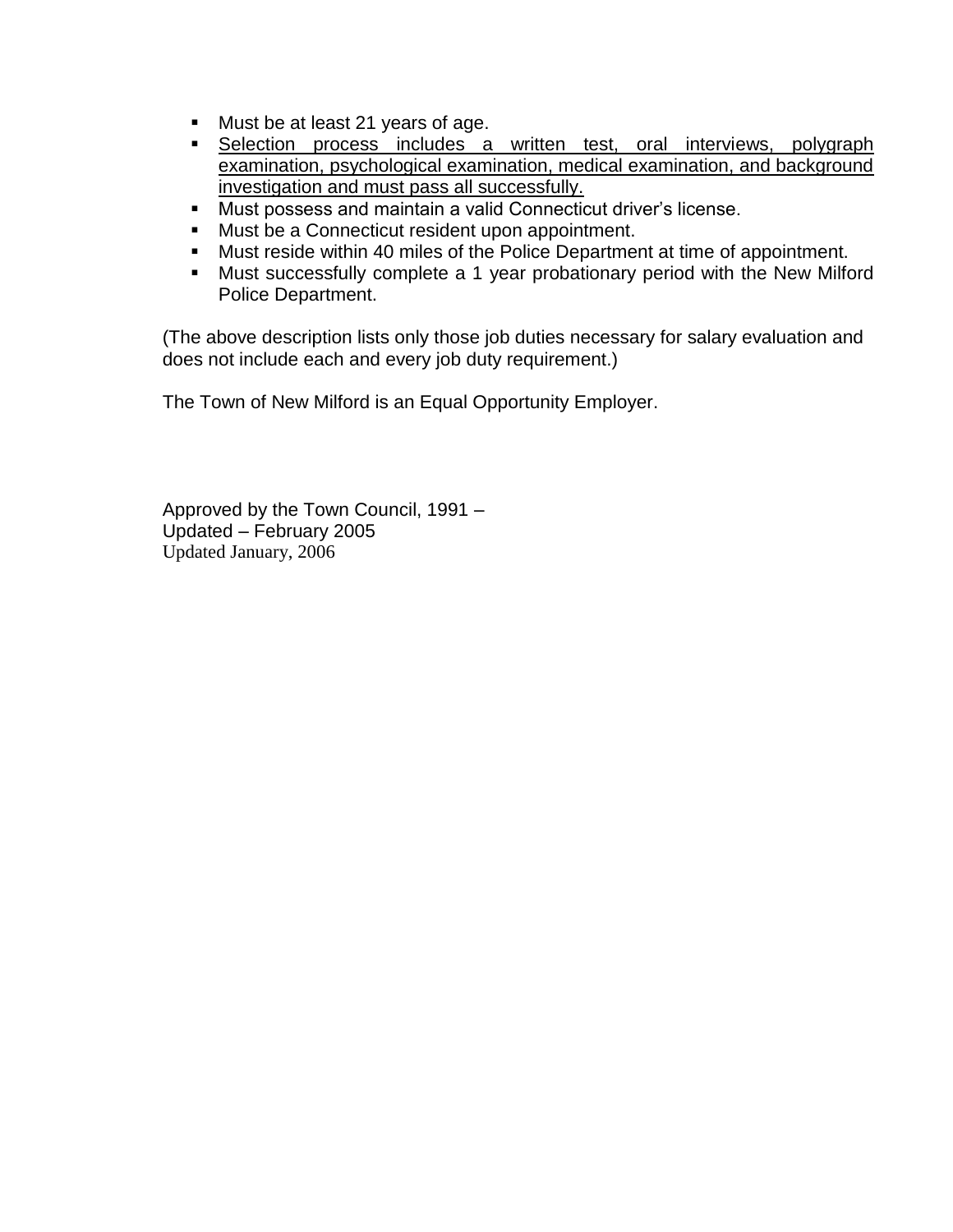- Must be at least 21 years of age.
- <u>Selection process includes a written test, oral interviews, polygraph examination, psychological examination, medical examination, and background investigation and must pass all successfully.</u>
- Must possess and maintain a valid Connecticut driver's license.
- Must be a Connecticut resident upon appointment.
- Must reside within 40 miles of the Police Department at time of appointment.
- Must successfully complete a 1 year probationary period with the New Milford Police Department.

(The above description lists only those job duties necessary for salary evaluation and does not include each and every job duty requirement.)

The Town of New Milford is an Equal Opportunity Employer.

Approved by the Town Council, 1991 –
Updated – February 2005
Updated January, 2006